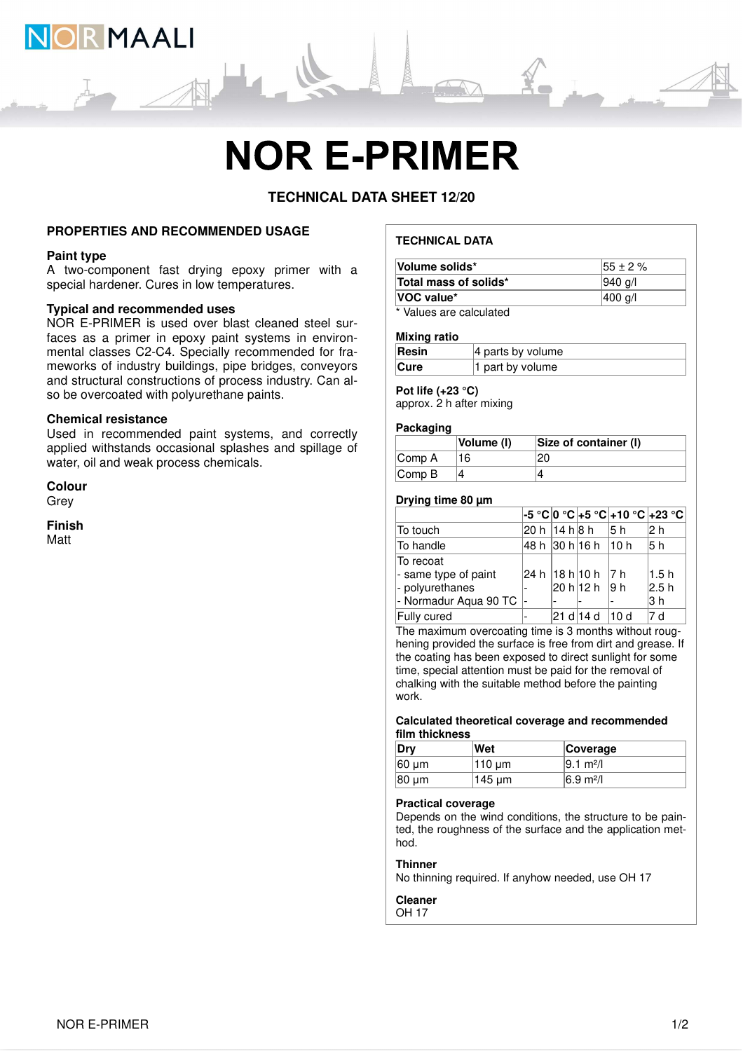# NOR E-PRIMER

**TECHNICAL DATA SHEET 12/20**

## PROPERTIES AND RECOMMENDED USAGE

### Paint type

A two-component fast drying epoxy primer with a special hardener. Cures in low temperatures.

### Typical and recommended uses

NOR E-PRIMER is used over blast cleaned steel surfaces as a primer in epoxy paint systems in environmental classes C2-C4. Specially recommended for frameworks of industry buildings, pipe bridges, conveyors and structural constructions of process industry. Can also be overcoated with polyurethane paints.

### Chemical resistance

Used in recommended paint systems, and correctly applied withstands occasional splashes and spillage of water, oil and weak process chemicals.

### Colour

Grey

### Finish

Matt

## TECHNICAL DATA

| | |
|---|---|
| **Volume solids*** | 55 ± 2 % |
| **Total mass of solids*** | 940 g/l |
| **VOC value*** | 400 g/l |

\* Values are calculated

### Mixing ratio

| | |
|---|---|
| **Resin** | 4 parts by volume |
| **Cure** | 1 part by volume |

### Pot life (+23 °C)

approx. 2 h after mixing

### Packaging

| | Volume (l) | Size of container (l) |
|---|---|---|
| Comp A | 16 | 20 |
| Comp B | 4 | 4 |

### Drying time 80 µm

| | -5 °C | 0 °C | +5 °C | +10 °C | +23 °C |
|---|---|---|---|---|---|
| To touch | 20 h | 14 h | 8 h | 5 h | 2 h |
| To handle | 48 h | 30 h | 16 h | 10 h | 5 h |
| To recoat | | | | | |
| - same type of paint | 24 h | 18 h | 10 h | 7 h | 1.5 h |
| - polyurethanes | - | 20 h | 12 h | 9 h | 2.5 h |
| - Normadur Aqua 90 TC | - | - | - | - | 3 h |
| Fully cured | - | 21 d | 14 d | 10 d | 7 d |

The maximum overcoating time is 3 months without roughening provided the surface is free from dirt and grease. If the coating has been exposed to direct sunlight for some time, special attention must be paid for the removal of chalking with the suitable method before the painting work.

### Calculated theoretical coverage and recommended film thickness

| Dry | Wet | Coverage |
|---|---|---|
| 60 µm | 110 µm | 9.1 m²/l |
| 80 µm | 145 µm | 6.9 m²/l |

### Practical coverage

Depends on the wind conditions, the structure to be painted, the roughness of the surface and the application method.

### Thinner

No thinning required. If anyhow needed, use OH 17

### Cleaner

OH 17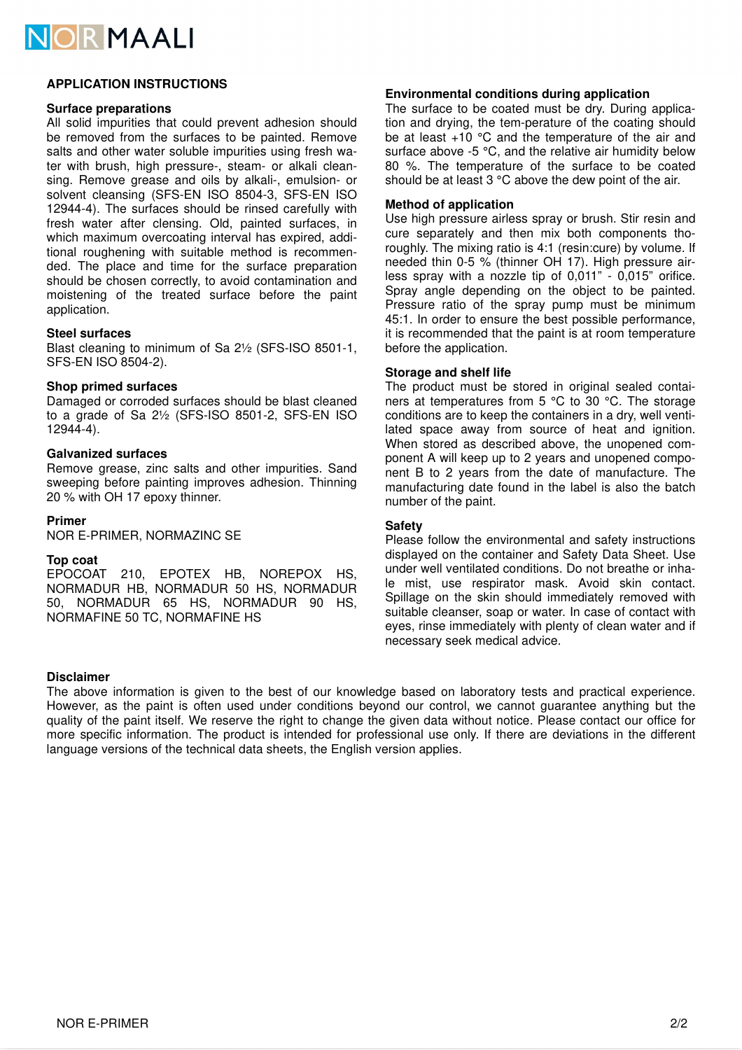## APPLICATION INSTRUCTIONS

### Surface preparations

All solid impurities that could prevent adhesion should be removed from the surfaces to be painted. Remove salts and other water soluble impurities using fresh water with brush, high pressure-, steam- or alkali cleansing. Remove grease and oils by alkali-, emulsion- or solvent cleansing (SFS-EN ISO 8504-3, SFS-EN ISO 12944-4). The surfaces should be rinsed carefully with fresh water after clensing. Old, painted surfaces, in which maximum overcoating interval has expired, additional roughening with suitable method is recommended. The place and time for the surface preparation should be chosen correctly, to avoid contamination and moistening of the treated surface before the paint application.

### Steel surfaces

Blast cleaning to minimum of Sa 2½ (SFS-ISO 8501-1, SFS-EN ISO 8504-2).

### Shop primed surfaces

Damaged or corroded surfaces should be blast cleaned to a grade of Sa 2½ (SFS-ISO 8501-2, SFS-EN ISO 12944-4).

### Galvanized surfaces

Remove grease, zinc salts and other impurities. Sand sweeping before painting improves adhesion. Thinning 20 % with OH 17 epoxy thinner.

### Primer

NOR E-PRIMER, NORMAZINC SE

### Top coat

EPOCOAT 210, EPOTEX HB, NOREPOX HS, NORMADUR HB, NORMADUR 50 HS, NORMADUR 50, NORMADUR 65 HS, NORMADUR 90 HS, NORMAFINE 50 TC, NORMAFINE HS

### Environmental conditions during application

The surface to be coated must be dry. During application and drying, the tem-perature of the coating should be at least +10 °C and the temperature of the air and surface above -5 °C, and the relative air humidity below 80 %. The temperature of the surface to be coated should be at least 3 °C above the dew point of the air.

### Method of application

Use high pressure airless spray or brush. Stir resin and cure separately and then mix both components thoroughly. The mixing ratio is 4:1 (resin:cure) by volume. If needed thin 0-5 % (thinner OH 17). High pressure airless spray with a nozzle tip of 0,011" - 0,015" orifice. Spray angle depending on the object to be painted. Pressure ratio of the spray pump must be minimum 45:1. In order to ensure the best possible performance, it is recommended that the paint is at room temperature before the application.

### Storage and shelf life

The product must be stored in original sealed containers at temperatures from 5 °C to 30 °C. The storage conditions are to keep the containers in a dry, well ventilated space away from source of heat and ignition. When stored as described above, the unopened component A will keep up to 2 years and unopened component B to 2 years from the date of manufacture. The manufacturing date found in the label is also the batch number of the paint.

### Safety

Please follow the environmental and safety instructions displayed on the container and Safety Data Sheet. Use under well ventilated conditions. Do not breathe or inhale mist, use respirator mask. Avoid skin contact. Spillage on the skin should immediately removed with suitable cleanser, soap or water. In case of contact with eyes, rinse immediately with plenty of clean water and if necessary seek medical advice.

### Disclaimer

The above information is given to the best of our knowledge based on laboratory tests and practical experience. However, as the paint is often used under conditions beyond our control, we cannot guarantee anything but the quality of the paint itself. We reserve the right to change the given data without notice. Please contact our office for more specific information. The product is intended for professional use only. If there are deviations in the different language versions of the technical data sheets, the English version applies.